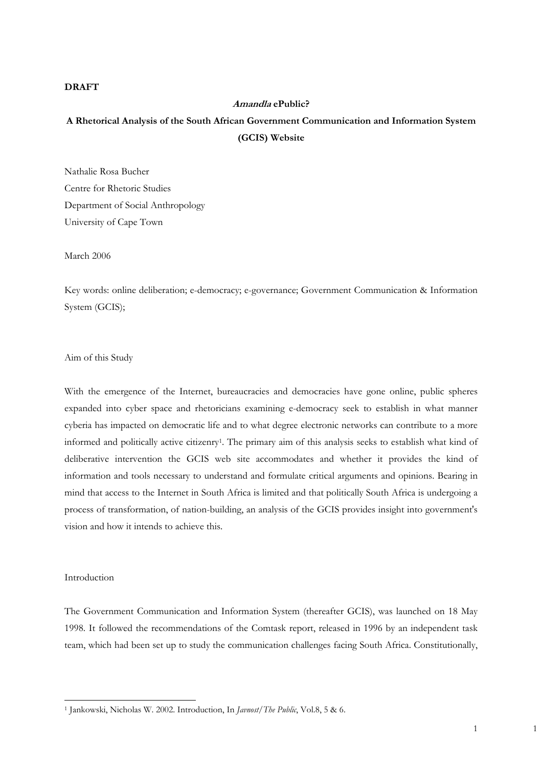**DRAFT**

## *Amandla* ePublic?

## A Rhetorical Analysis of the South African Government Communication and Information System (GCIS) Website

Nathalie Rosa Bucher
Centre for Rhetoric Studies
Department of Social Anthropology
University of Cape Town

March 2006

Key words: online deliberation; e-democracy; e-governance; Government Communication & Information System (GCIS);

### Aim of this Study

With the emergence of the Internet, bureaucracies and democracies have gone online, public spheres expanded into cyber space and rhetoricians examining e-democracy seek to establish in what manner cyberia has impacted on democratic life and to what degree electronic networks can contribute to a more informed and politically active citizenry[1]. The primary aim of this analysis seeks to establish what kind of deliberative intervention the GCIS web site accommodates and whether it provides the kind of information and tools necessary to understand and formulate critical arguments and opinions. Bearing in mind that access to the Internet in South Africa is limited and that politically South Africa is undergoing a process of transformation, of nation-building, an analysis of the GCIS provides insight into government's vision and how it intends to achieve this.

### Introduction

The Government Communication and Information System (thereafter GCIS), was launched on 18 May 1998. It followed the recommendations of the Comtask report, released in 1996 by an independent task team, which had been set up to study the communication challenges facing South Africa. Constitutionally,

---

[1] Jankowski, Nicholas W. 2002. Introduction, In *Javnost/The Public*, Vol.8, 5 & 6.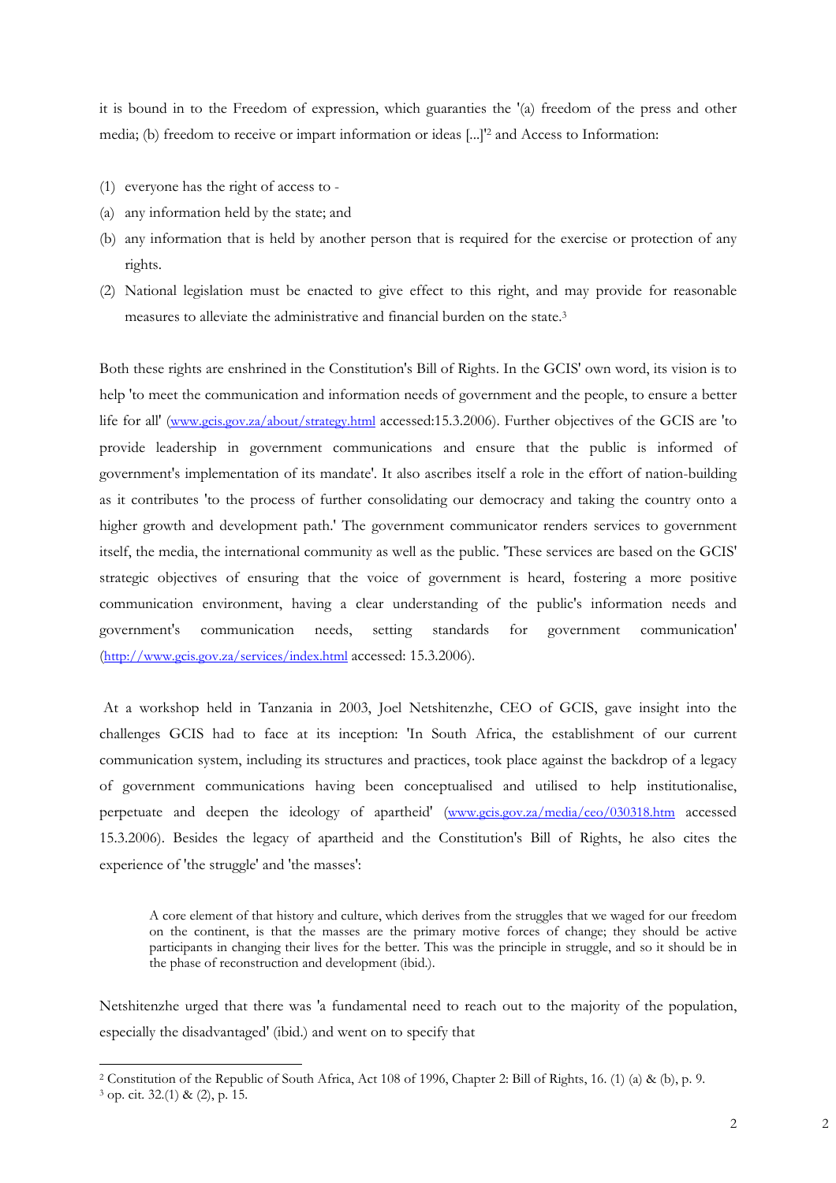it is bound in to the Freedom of expression, which guaranties the '(a) freedom of the press and other media; (b) freedom to receive or impart information or ideas [...]'[2] and Access to Information:

(1) everyone has the right of access to -

(a) any information held by the state; and

(b) any information that is held by another person that is required for the exercise or protection of any rights.

(2) National legislation must be enacted to give effect to this right, and may provide for reasonable measures to alleviate the administrative and financial burden on the state.[3]

Both these rights are enshrined in the Constitution's Bill of Rights. In the GCIS' own word, its vision is to help 'to meet the communication and information needs of government and the people, to ensure a better life for all' (www.gcis.gov.za/about/strategy.html accessed:15.3.2006). Further objectives of the GCIS are 'to provide leadership in government communications and ensure that the public is informed of government's implementation of its mandate'. It also ascribes itself a role in the effort of nation-building as it contributes 'to the process of further consolidating our democracy and taking the country onto a higher growth and development path.' The government communicator renders services to government itself, the media, the international community as well as the public. 'These services are based on the GCIS' strategic objectives of ensuring that the voice of government is heard, fostering a more positive communication environment, having a clear understanding of the public's information needs and government's communication needs, setting standards for government communication' (http://www.gcis.gov.za/services/index.html accessed: 15.3.2006).

At a workshop held in Tanzania in 2003, Joel Netshitenzhe, CEO of GCIS, gave insight into the challenges GCIS had to face at its inception: 'In South Africa, the establishment of our current communication system, including its structures and practices, took place against the backdrop of a legacy of government communications having been conceptualised and utilised to help institutionalise, perpetuate and deepen the ideology of apartheid' (www.gcis.gov.za/media/ceo/030318.htm accessed 15.3.2006). Besides the legacy of apartheid and the Constitution's Bill of Rights, he also cites the experience of 'the struggle' and 'the masses':

> A core element of that history and culture, which derives from the struggles that we waged for our freedom on the continent, is that the masses are the primary motive forces of change; they should be active participants in changing their lives for the better. This was the principle in struggle, and so it should be in the phase of reconstruction and development (ibid.).

Netshitenzhe urged that there was 'a fundamental need to reach out to the majority of the population, especially the disadvantaged' (ibid.) and went on to specify that

---

[2] Constitution of the Republic of South Africa, Act 108 of 1996, Chapter 2: Bill of Rights, 16. (1) (a) & (b), p. 9.

[3] op. cit. 32.(1) & (2), p. 15.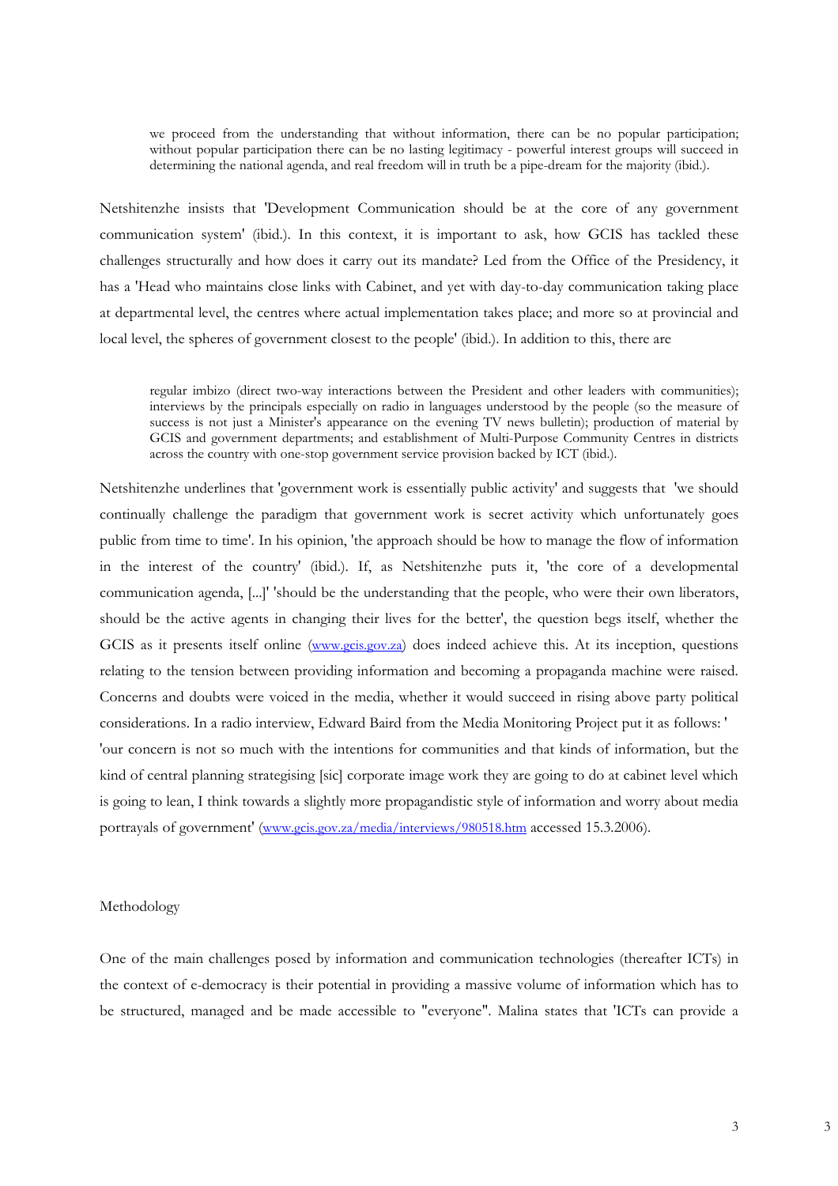> we proceed from the understanding that without information, there can be no popular participation; without popular participation there can be no lasting legitimacy - powerful interest groups will succeed in determining the national agenda, and real freedom will in truth be a pipe-dream for the majority (ibid.).

Netshitenzhe insists that 'Development Communication should be at the core of any government communication system' (ibid.). In this context, it is important to ask, how GCIS has tackled these challenges structurally and how does it carry out its mandate? Led from the Office of the Presidency, it has a 'Head who maintains close links with Cabinet, and yet with day-to-day communication taking place at departmental level, the centres where actual implementation takes place; and more so at provincial and local level, the spheres of government closest to the people' (ibid.). In addition to this, there are

> regular imbizo (direct two-way interactions between the President and other leaders with communities); interviews by the principals especially on radio in languages understood by the people (so the measure of success is not just a Minister's appearance on the evening TV news bulletin); production of material by GCIS and government departments; and establishment of Multi-Purpose Community Centres in districts across the country with one-stop government service provision backed by ICT (ibid.).

Netshitenzhe underlines that 'government work is essentially public activity' and suggests that 'we should continually challenge the paradigm that government work is secret activity which unfortunately goes public from time to time'. In his opinion, 'the approach should be how to manage the flow of information in the interest of the country' (ibid.). If, as Netshitenzhe puts it, 'the core of a developmental communication agenda, [...]' 'should be the understanding that the people, who were their own liberators, should be the active agents in changing their lives for the better', the question begs itself, whether the GCIS as it presents itself online (www.gcis.gov.za) does indeed achieve this. At its inception, questions relating to the tension between providing information and becoming a propaganda machine were raised. Concerns and doubts were voiced in the media, whether it would succeed in rising above party political considerations. In a radio interview, Edward Baird from the Media Monitoring Project put it as follows: ' 'our concern is not so much with the intentions for communities and that kinds of information, but the kind of central planning strategising [sic] corporate image work they are going to do at cabinet level which is going to lean, I think towards a slightly more propagandistic style of information and worry about media portrayals of government' (www.gcis.gov.za/media/interviews/980518.htm accessed 15.3.2006).

## Methodology

One of the main challenges posed by information and communication technologies (thereafter ICTs) in the context of e-democracy is their potential in providing a massive volume of information which has to be structured, managed and be made accessible to "everyone". Malina states that 'ICTs can provide a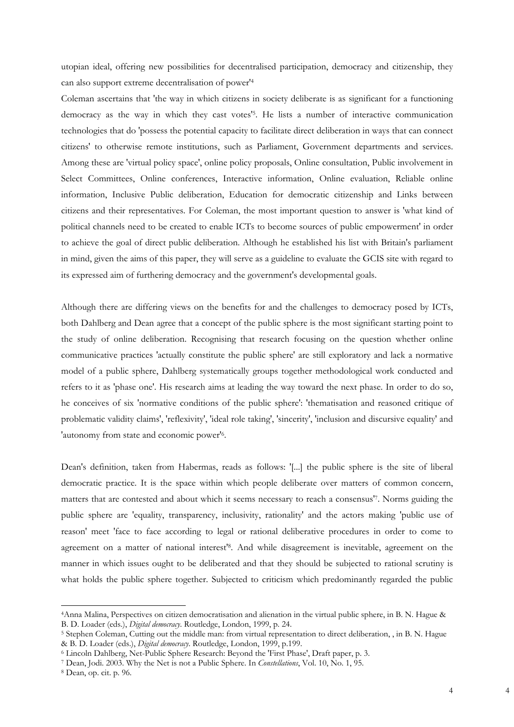utopian ideal, offering new possibilities for decentralised participation, democracy and citizenship, they can also support extreme decentralisation of power'[4]

Coleman ascertains that 'the way in which citizens in society deliberate is as significant for a functioning democracy as the way in which they cast votes'[5]. He lists a number of interactive communication technologies that do 'possess the potential capacity to facilitate direct deliberation in ways that can connect citizens' to otherwise remote institutions, such as Parliament, Government departments and services. Among these are 'virtual policy space', online policy proposals, Online consultation, Public involvement in Select Committees, Online conferences, Interactive information, Online evaluation, Reliable online information, Inclusive Public deliberation, Education for democratic citizenship and Links between citizens and their representatives. For Coleman, the most important question to answer is 'what kind of political channels need to be created to enable ICTs to become sources of public empowerment' in order to achieve the goal of direct public deliberation. Although he established his list with Britain's parliament in mind, given the aims of this paper, they will serve as a guideline to evaluate the GCIS site with regard to its expressed aim of furthering democracy and the government's developmental goals.

Although there are differing views on the benefits for and the challenges to democracy posed by ICTs, both Dahlberg and Dean agree that a concept of the public sphere is the most significant starting point to the study of online deliberation. Recognising that research focusing on the question whether online communicative practices 'actually constitute the public sphere' are still exploratory and lack a normative model of a public sphere, Dahlberg systematically groups together methodological work conducted and refers to it as 'phase one'. His research aims at leading the way toward the next phase. In order to do so, he conceives of six 'normative conditions of the public sphere': 'thematisation and reasoned critique of problematic validity claims', 'reflexivity', 'ideal role taking', 'sincerity', 'inclusion and discursive equality' and 'autonomy from state and economic power'[6].

Dean's definition, taken from Habermas, reads as follows: '[...] the public sphere is the site of liberal democratic practice. It is the space within which people deliberate over matters of common concern, matters that are contested and about which it seems necessary to reach a consensus'[7]. Norms guiding the public sphere are 'equality, transparency, inclusivity, rationality' and the actors making 'public use of reason' meet 'face to face according to legal or rational deliberative procedures in order to come to agreement on a matter of national interest'[8]. And while disagreement is inevitable, agreement on the manner in which issues ought to be deliberated and that they should be subjected to rational scrutiny is what holds the public sphere together. Subjected to criticism which predominantly regarded the public

---

[4] Anna Malina, Perspectives on citizen democratisation and alienation in the virtual public sphere, in B. N. Hague & B. D. Loader (eds.), *Digital democracy*. Routledge, London, 1999, p. 24.

[5] Stephen Coleman, Cutting out the middle man: from virtual representation to direct deliberation, , in B. N. Hague & B. D. Loader (eds.), *Digital democracy*. Routledge, London, 1999, p.199.

[6] Lincoln Dahlberg, Net-Public Sphere Research: Beyond the 'First Phase', Draft paper, p. 3.

[7] Dean, Jodi. 2003. Why the Net is not a Public Sphere. In *Constellations*, Vol. 10, No. 1, 95.

[8] Dean, op. cit. p. 96.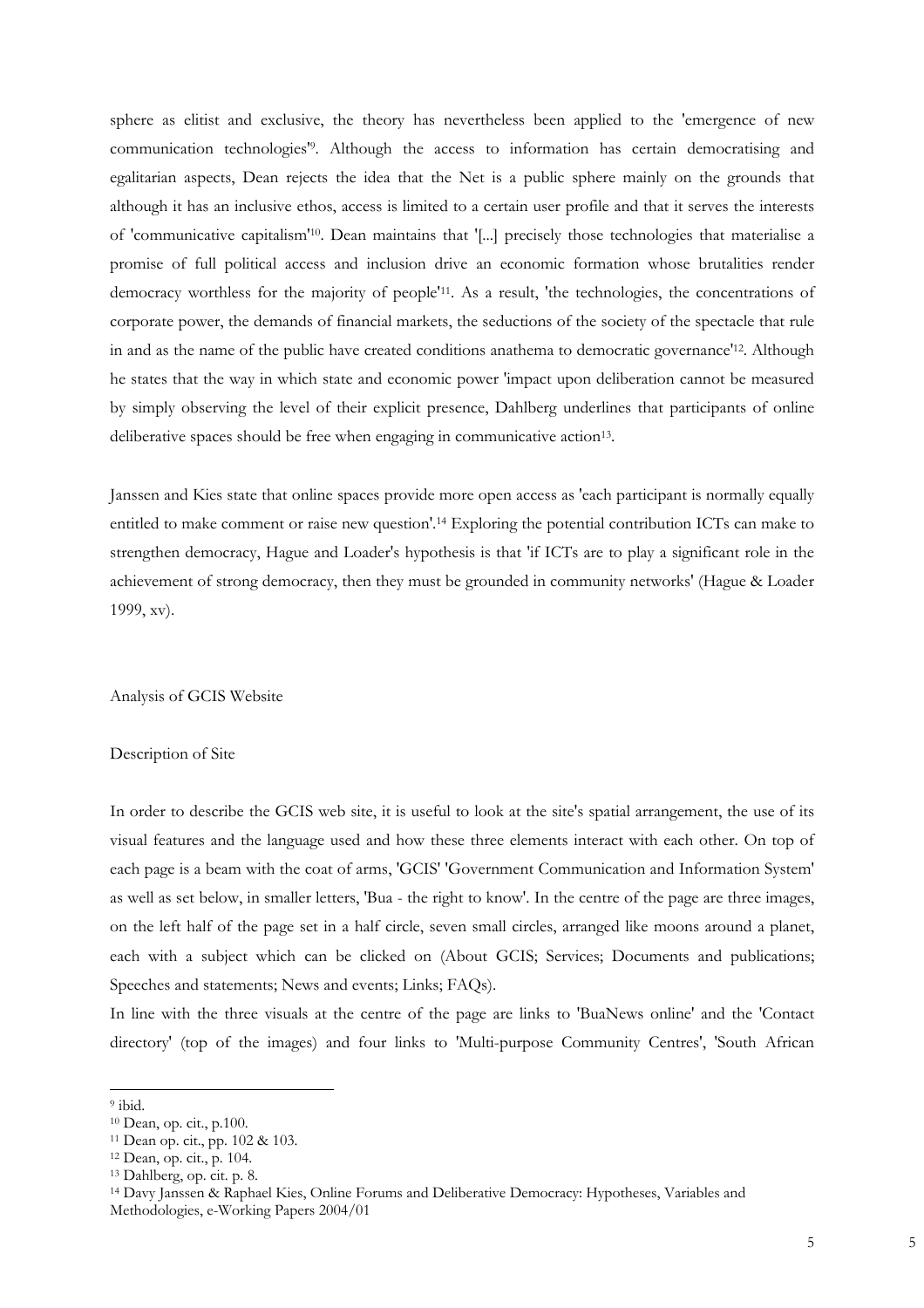sphere as elitist and exclusive, the theory has nevertheless been applied to the 'emergence of new communication technologies'[9]. Although the access to information has certain democratising and egalitarian aspects, Dean rejects the idea that the Net is a public sphere mainly on the grounds that although it has an inclusive ethos, access is limited to a certain user profile and that it serves the interests of 'communicative capitalism'[10]. Dean maintains that '[...] precisely those technologies that materialise a promise of full political access and inclusion drive an economic formation whose brutalities render democracy worthless for the majority of people'[11]. As a result, 'the technologies, the concentrations of corporate power, the demands of financial markets, the seductions of the society of the spectacle that rule in and as the name of the public have created conditions anathema to democratic governance'[12]. Although he states that the way in which state and economic power 'impact upon deliberation cannot be measured by simply observing the level of their explicit presence, Dahlberg underlines that participants of online deliberative spaces should be free when engaging in communicative action[13].

Janssen and Kies state that online spaces provide more open access as 'each participant is normally equally entitled to make comment or raise new question'.[14] Exploring the potential contribution ICTs can make to strengthen democracy, Hague and Loader's hypothesis is that 'if ICTs are to play a significant role in the achievement of strong democracy, then they must be grounded in community networks' (Hague & Loader 1999, xv).

## Analysis of GCIS Website

### Description of Site

In order to describe the GCIS web site, it is useful to look at the site's spatial arrangement, the use of its visual features and the language used and how these three elements interact with each other. On top of each page is a beam with the coat of arms, 'GCIS' 'Government Communication and Information System' as well as set below, in smaller letters, 'Bua - the right to know'. In the centre of the page are three images, on the left half of the page set in a half circle, seven small circles, arranged like moons around a planet, each with a subject which can be clicked on (About GCIS; Services; Documents and publications; Speeches and statements; News and events; Links; FAQs).

In line with the three visuals at the centre of the page are links to 'BuaNews online' and the 'Contact directory' (top of the images) and four links to 'Multi-purpose Community Centres', 'South African

---

[9] ibid.

[10] Dean, op. cit., p.100.

[11] Dean op. cit., pp. 102 & 103.

[12] Dean, op. cit., p. 104.

[13] Dahlberg, op. cit. p. 8.

[14] Davy Janssen & Raphael Kies, Online Forums and Deliberative Democracy: Hypotheses, Variables and Methodologies, e-Working Papers 2004/01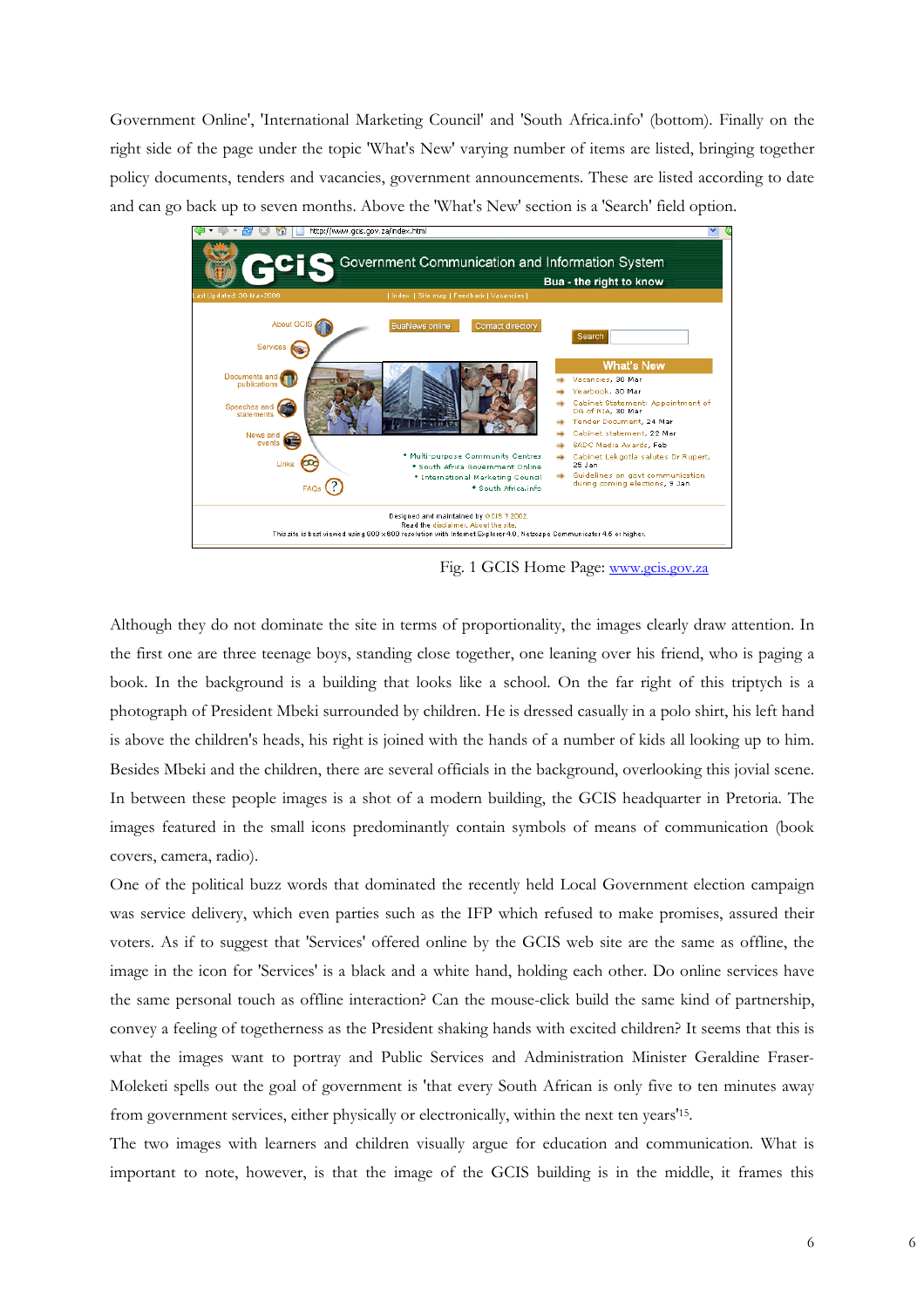Government Online', 'International Marketing Council' and 'South Africa.info' (bottom). Finally on the right side of the page under the topic 'What's New' varying number of items are listed, bringing together policy documents, tenders and vacancies, government announcements. These are listed according to date and can go back up to seven months. Above the 'What's New' section is a 'Search' field option.

Fig. 1 GCIS Home Page: www.gcis.gov.za

Although they do not dominate the site in terms of proportionality, the images clearly draw attention. In the first one are three teenage boys, standing close together, one leaning over his friend, who is paging a book. In the background is a building that looks like a school. On the far right of this triptych is a photograph of President Mbeki surrounded by children. He is dressed casually in a polo shirt, his left hand is above the children's heads, his right is joined with the hands of a number of kids all looking up to him. Besides Mbeki and the children, there are several officials in the background, overlooking this jovial scene. In between these people images is a shot of a modern building, the GCIS headquarter in Pretoria. The images featured in the small icons predominantly contain symbols of means of communication (book covers, camera, radio).

One of the political buzz words that dominated the recently held Local Government election campaign was service delivery, which even parties such as the IFP which refused to make promises, assured their voters. As if to suggest that 'Services' offered online by the GCIS web site are the same as offline, the image in the icon for 'Services' is a black and a white hand, holding each other. Do online services have the same personal touch as offline interaction? Can the mouse-click build the same kind of partnership, convey a feeling of togetherness as the President shaking hands with excited children? It seems that this is what the images want to portray and Public Services and Administration Minister Geraldine Fraser-Moleketi spells out the goal of government is 'that every South African is only five to ten minutes away from government services, either physically or electronically, within the next ten years'[15].

The two images with learners and children visually argue for education and communication. What is important to note, however, is that the image of the GCIS building is in the middle, it frames this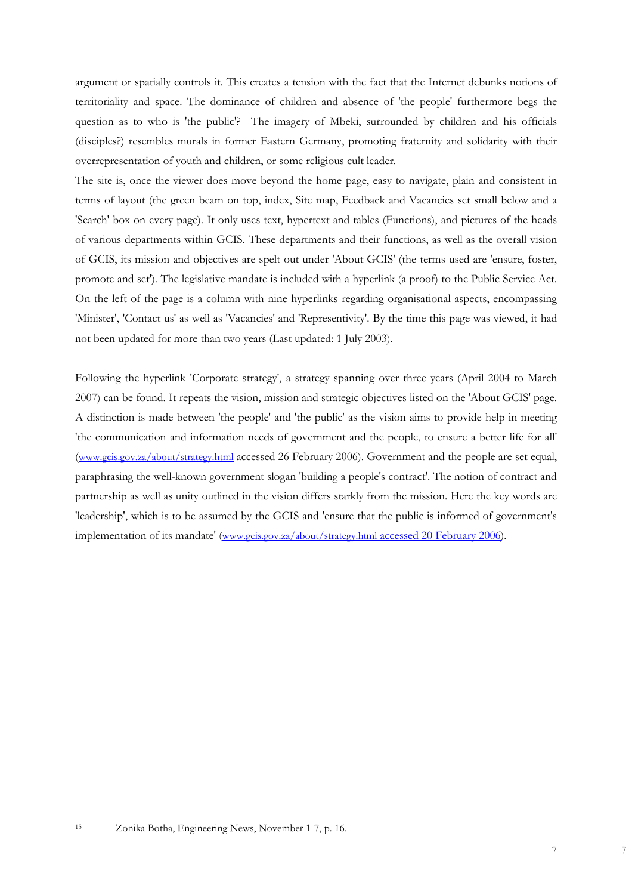argument or spatially controls it. This creates a tension with the fact that the Internet debunks notions of territoriality and space. The dominance of children and absence of 'the people' furthermore begs the question as to who is 'the public'? The imagery of Mbeki, surrounded by children and his officials (disciples?) resembles murals in former Eastern Germany, promoting fraternity and solidarity with their overrepresentation of youth and children, or some religious cult leader.

The site is, once the viewer does move beyond the home page, easy to navigate, plain and consistent in terms of layout (the green beam on top, index, Site map, Feedback and Vacancies set small below and a 'Search' box on every page). It only uses text, hypertext and tables (Functions), and pictures of the heads of various departments within GCIS. These departments and their functions, as well as the overall vision of GCIS, its mission and objectives are spelt out under 'About GCIS' (the terms used are 'ensure, foster, promote and set'). The legislative mandate is included with a hyperlink (a proof) to the Public Service Act. On the left of the page is a column with nine hyperlinks regarding organisational aspects, encompassing 'Minister', 'Contact us' as well as 'Vacancies' and 'Representivity'. By the time this page was viewed, it had not been updated for more than two years (Last updated: 1 July 2003).

Following the hyperlink 'Corporate strategy', a strategy spanning over three years (April 2004 to March 2007) can be found. It repeats the vision, mission and strategic objectives listed on the 'About GCIS' page. A distinction is made between 'the people' and 'the public' as the vision aims to provide help in meeting 'the communication and information needs of government and the people, to ensure a better life for all' (www.gcis.gov.za/about/strategy.html accessed 26 February 2006). Government and the people are set equal, paraphrasing the well-known government slogan 'building a people's contract'. The notion of contract and partnership as well as unity outlined in the vision differs starkly from the mission. Here the key words are 'leadership', which is to be assumed by the GCIS and 'ensure that the public is informed of government's implementation of its mandate' (www.gcis.gov.za/about/strategy.html accessed 20 February 2006).

---

[15] Zonika Botha, Engineering News, November 1-7, p. 16.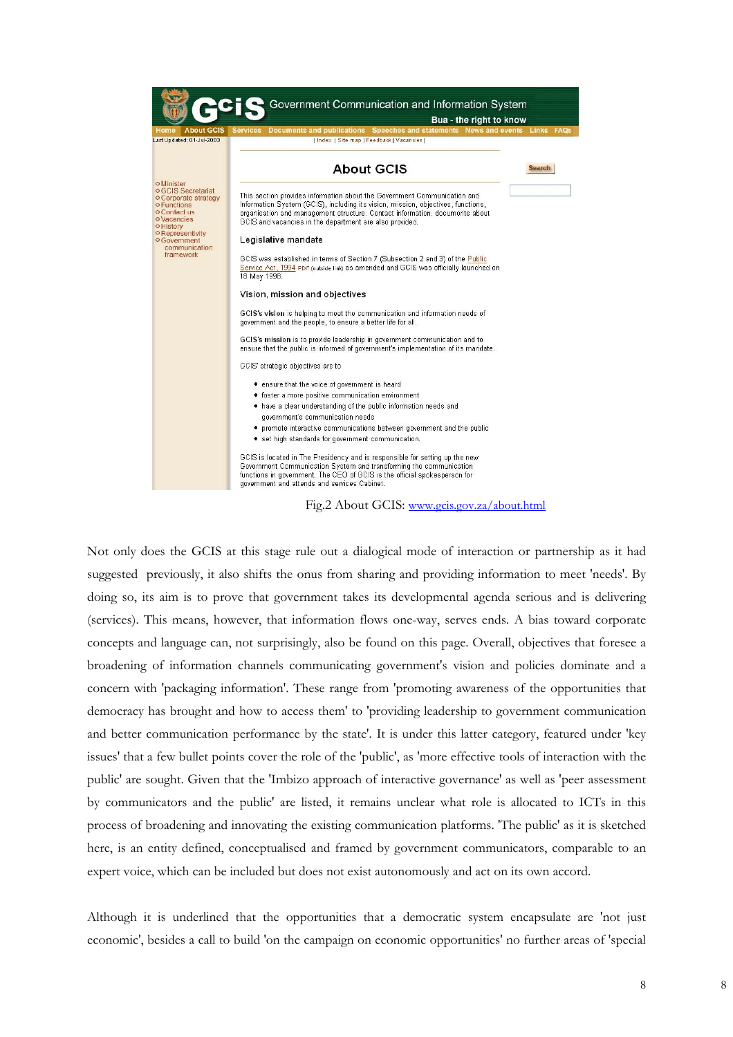Fig.2 About GCIS: www.gcis.gov.za/about.html

Not only does the GCIS at this stage rule out a dialogical mode of interaction or partnership as it had suggested previously, it also shifts the onus from sharing and providing information to meet 'needs'. By doing so, its aim is to prove that government takes its developmental agenda serious and is delivering (services). This means, however, that information flows one-way, serves ends. A bias toward corporate concepts and language can, not surprisingly, also be found on this page. Overall, objectives that foresee a broadening of information channels communicating government's vision and policies dominate and a concern with 'packaging information'. These range from 'promoting awareness of the opportunities that democracy has brought and how to access them' to 'providing leadership to government communication and better communication performance by the state'. It is under this latter category, featured under 'key issues' that a few bullet points cover the role of the 'public', as 'more effective tools of interaction with the public' are sought. Given that the 'Imbizo approach of interactive governance' as well as 'peer assessment by communicators and the public' are listed, it remains unclear what role is allocated to ICTs in this process of broadening and innovating the existing communication platforms. 'The public' as it is sketched here, is an entity defined, conceptualised and framed by government communicators, comparable to an expert voice, which can be included but does not exist autonomously and act on its own accord.

Although it is underlined that the opportunities that a democratic system encapsulate are 'not just economic', besides a call to build 'on the campaign on economic opportunities' no further areas of 'special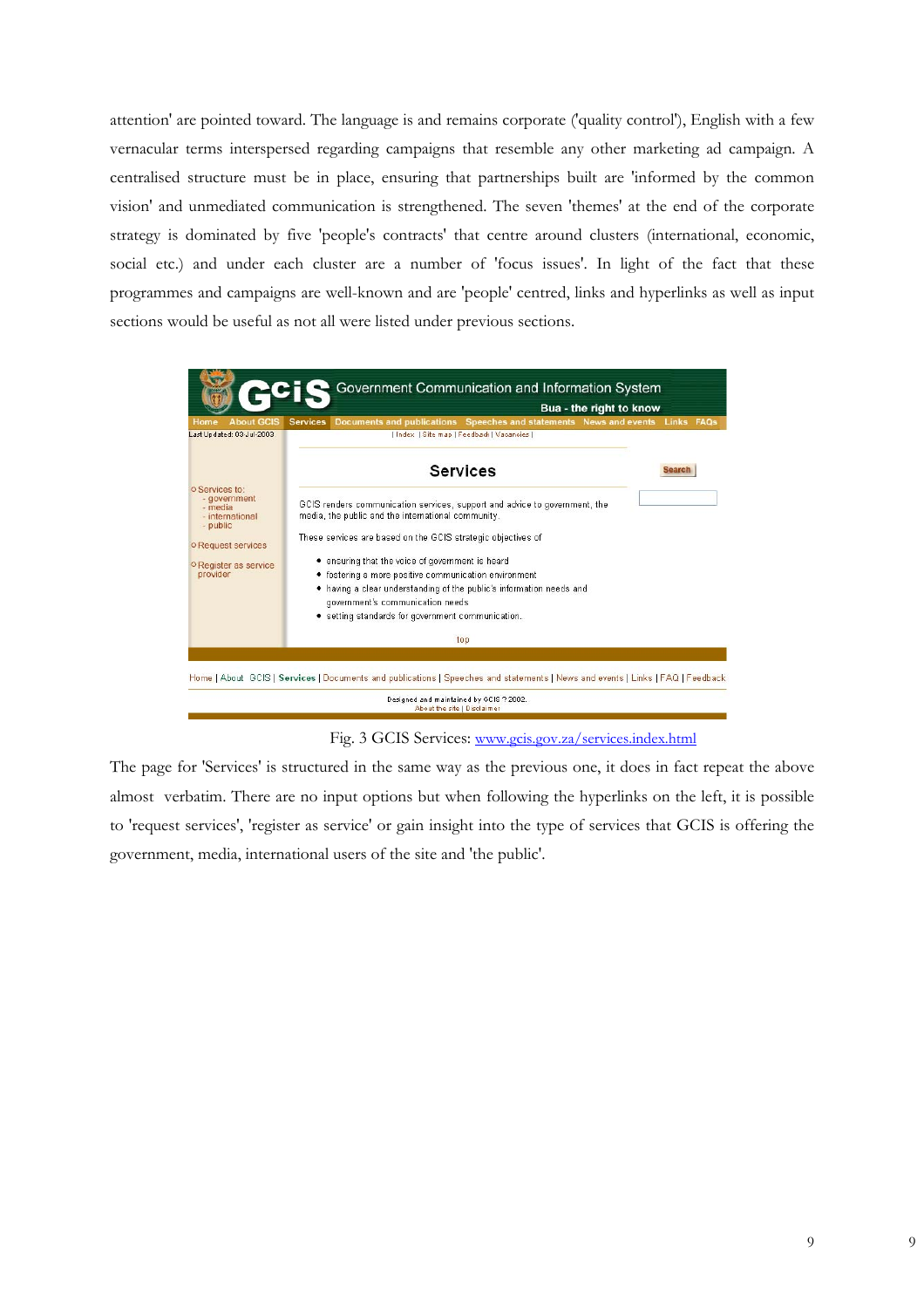attention' are pointed toward. The language is and remains corporate ('quality control'), English with a few vernacular terms interspersed regarding campaigns that resemble any other marketing ad campaign. A centralised structure must be in place, ensuring that partnerships built are 'informed by the common vision' and unmediated communication is strengthened. The seven 'themes' at the end of the corporate strategy is dominated by five 'people's contracts' that centre around clusters (international, economic, social etc.) and under each cluster are a number of 'focus issues'. In light of the fact that these programmes and campaigns are well-known and are 'people' centred, links and hyperlinks as well as input sections would be useful as not all were listed under previous sections.

Fig. 3 GCIS Services: [www.gcis.gov.za/services.index.html](www.gcis.gov.za/services.index.html)

The page for 'Services' is structured in the same way as the previous one, it does in fact repeat the above almost verbatim. There are no input options but when following the hyperlinks on the left, it is possible to 'request services', 'register as service' or gain insight into the type of services that GCIS is offering the government, media, international users of the site and 'the public'.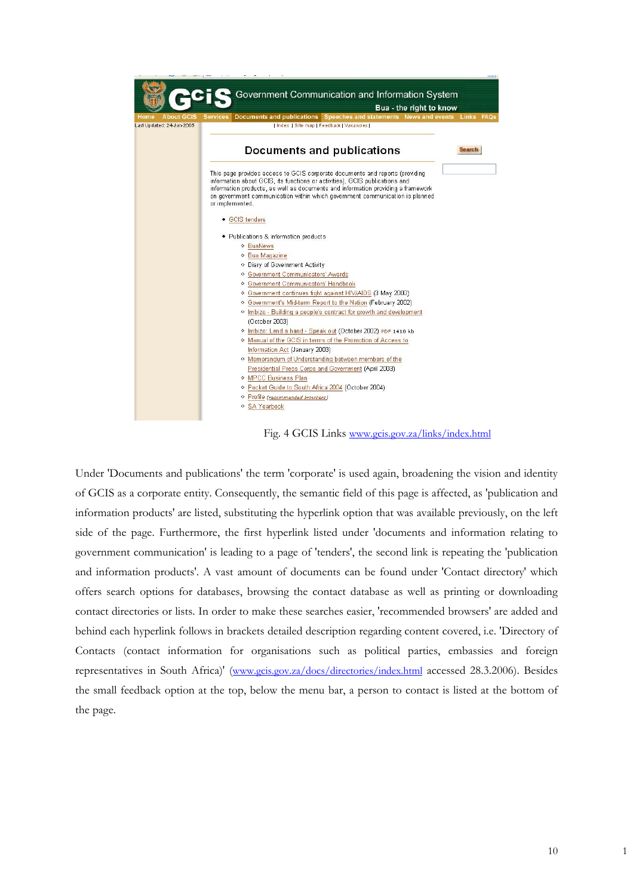Fig. 4 GCIS Links www.gcis.gov.za/links/index.html

Under 'Documents and publications' the term 'corporate' is used again, broadening the vision and identity of GCIS as a corporate entity. Consequently, the semantic field of this page is affected, as 'publication and information products' are listed, substituting the hyperlink option that was available previously, on the left side of the page. Furthermore, the first hyperlink listed under 'documents and information relating to government communication' is leading to a page of 'tenders', the second link is repeating the 'publication and information products'. A vast amount of documents can be found under 'Contact directory' which offers search options for databases, browsing the contact database as well as printing or downloading contact directories or lists. In order to make these searches easier, 'recommended browsers' are added and behind each hyperlink follows in brackets detailed description regarding content covered, i.e. 'Directory of Contacts (contact information for organisations such as political parties, embassies and foreign representatives in South Africa)' (www.gcis.gov.za/docs/directories/index.html accessed 28.3.2006). Besides the small feedback option at the top, below the menu bar, a person to contact is listed at the bottom of the page.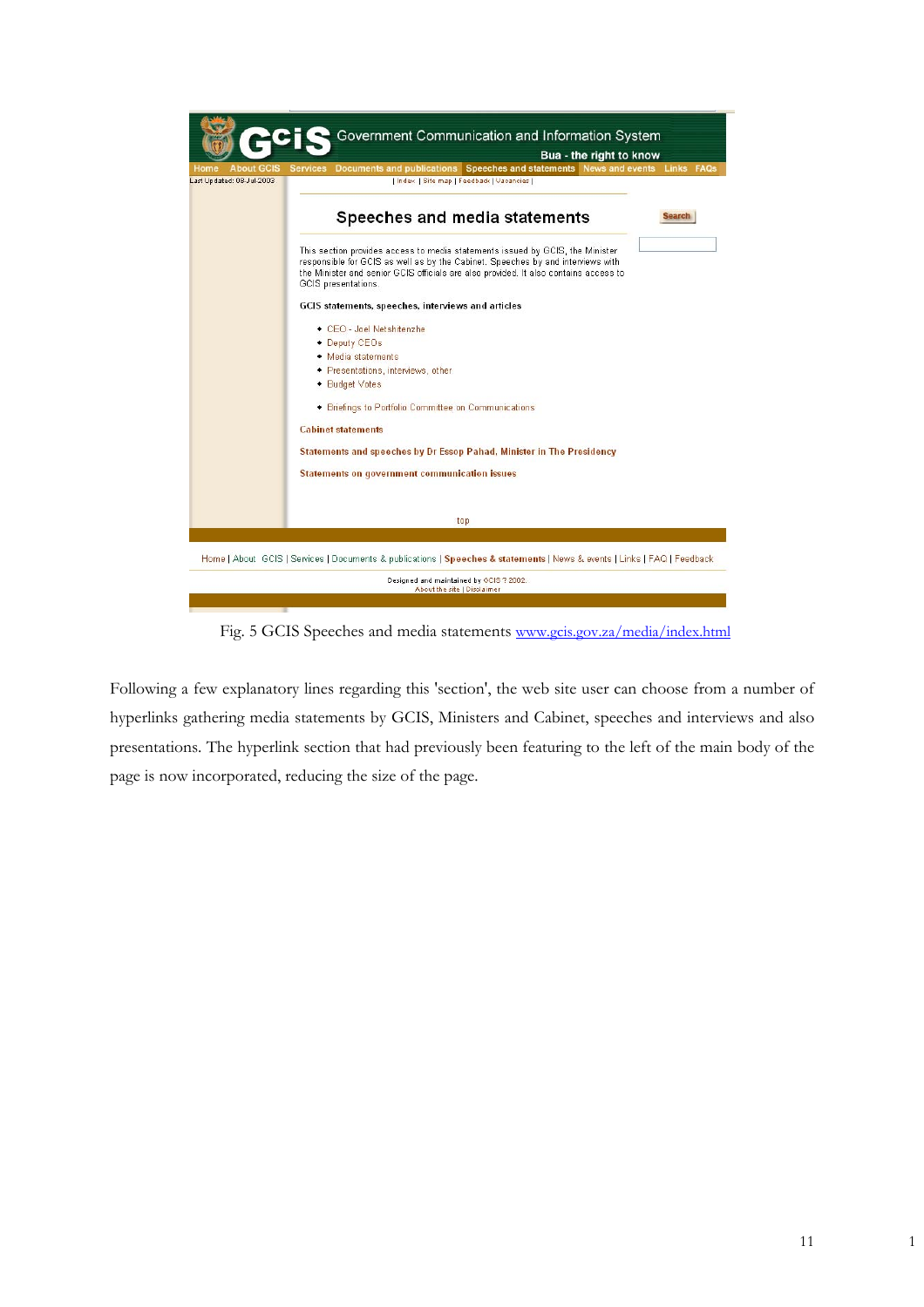Fig. 5 GCIS Speeches and media statements www.gcis.gov.za/media/index.html

Following a few explanatory lines regarding this 'section', the web site user can choose from a number of hyperlinks gathering media statements by GCIS, Ministers and Cabinet, speeches and interviews and also presentations. The hyperlink section that had previously been featuring to the left of the main body of the page is now incorporated, reducing the size of the page.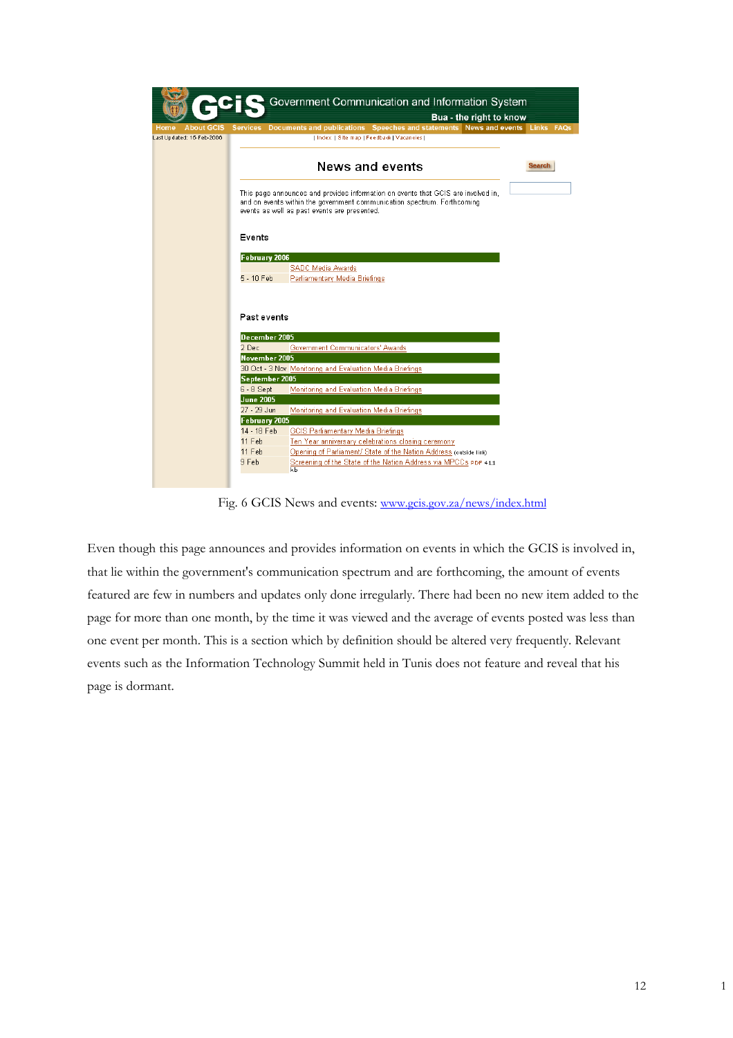Fig. 6 GCIS News and events: www.gcis.gov.za/news/index.html

Even though this page announces and provides information on events in which the GCIS is involved in, that lie within the government's communication spectrum and are forthcoming, the amount of events featured are few in numbers and updates only done irregularly. There had been no new item added to the page for more than one month, by the time it was viewed and the average of events posted was less than one event per month. This is a section which by definition should be altered very frequently. Relevant events such as the Information Technology Summit held in Tunis does not feature and reveal that his page is dormant.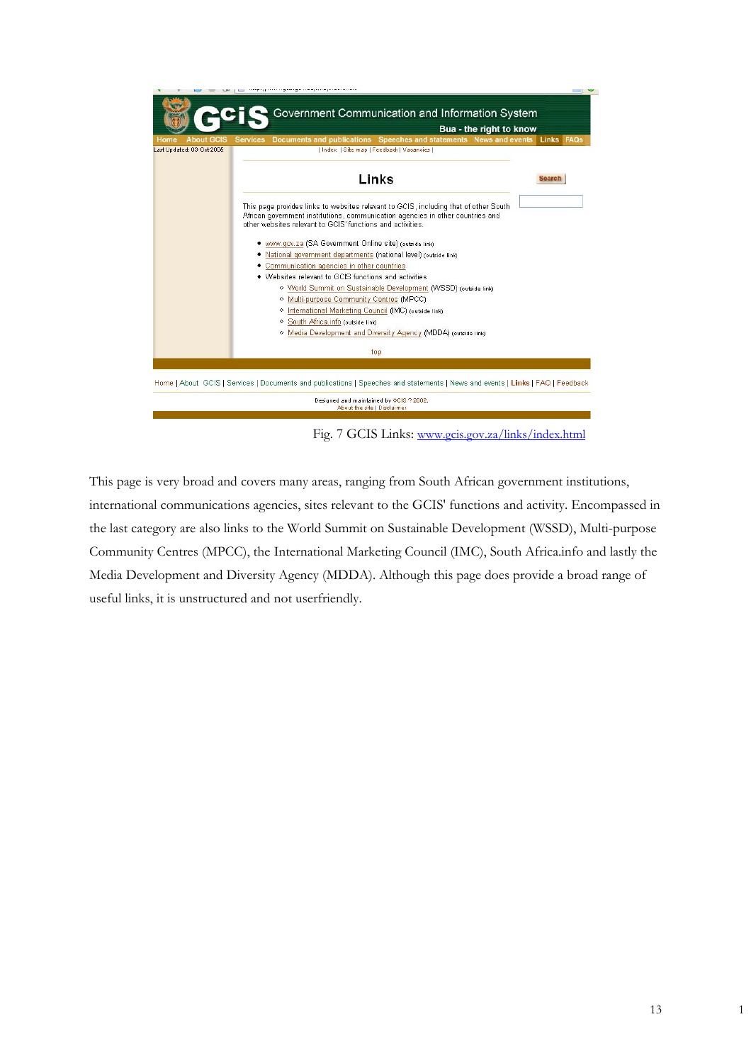Fig. 7 GCIS Links: www.gcis.gov.za/links/index.html

This page is very broad and covers many areas, ranging from South African government institutions, international communications agencies, sites relevant to the GCIS' functions and activity. Encompassed in the last category are also links to the World Summit on Sustainable Development (WSSD), Multi-purpose Community Centres (MPCC), the International Marketing Council (IMC), South Africa.info and lastly the Media Development and Diversity Agency (MDDA). Although this page does provide a broad range of useful links, it is unstructured and not userfriendly.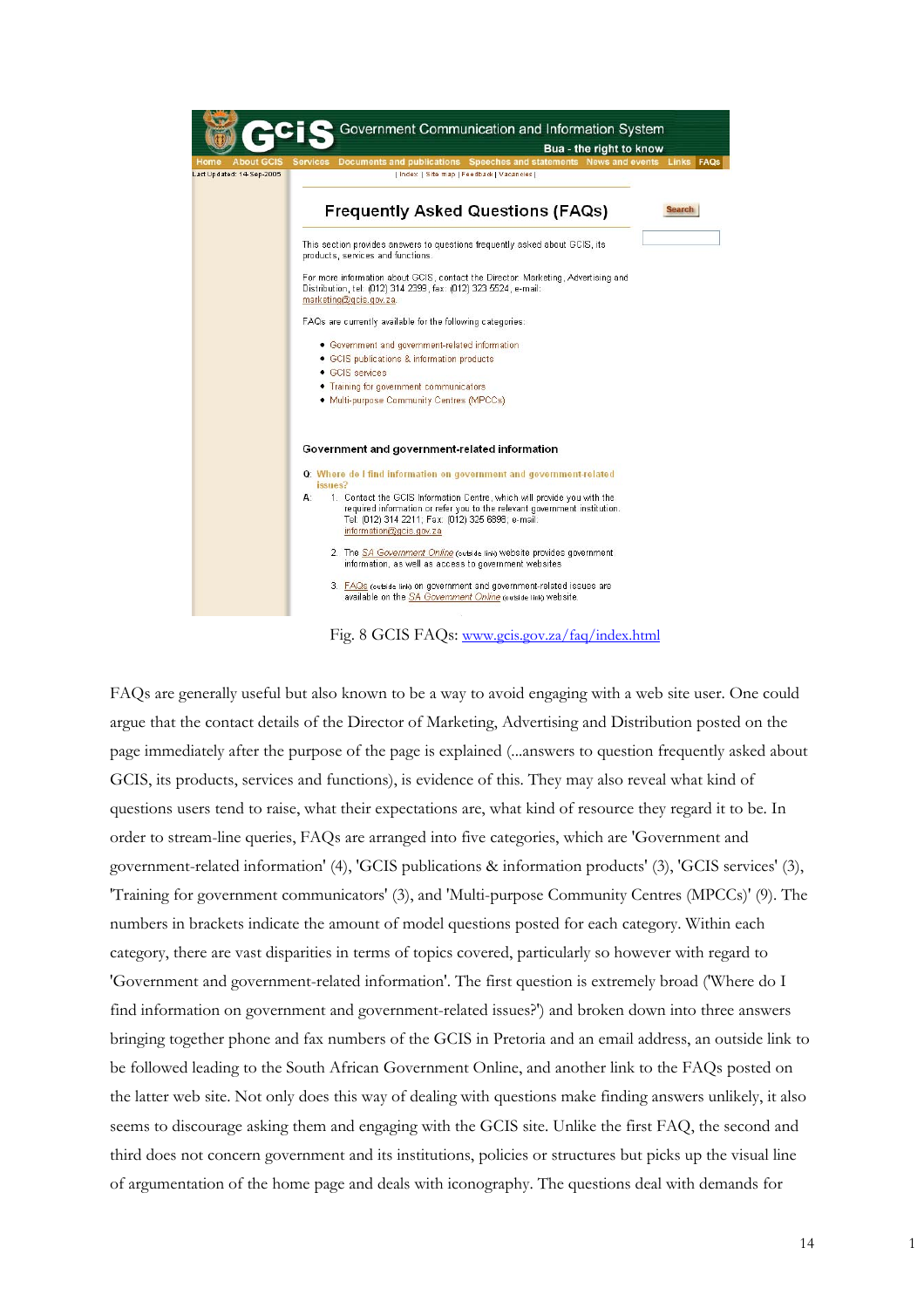Fig. 8 GCIS FAQs: www.gcis.gov.za/faq/index.html

FAQs are generally useful but also known to be a way to avoid engaging with a web site user. One could argue that the contact details of the Director of Marketing, Advertising and Distribution posted on the page immediately after the purpose of the page is explained (...answers to question frequently asked about GCIS, its products, services and functions), is evidence of this. They may also reveal what kind of questions users tend to raise, what their expectations are, what kind of resource they regard it to be. In order to stream-line queries, FAQs are arranged into five categories, which are 'Government and government-related information' (4), 'GCIS publications & information products' (3), 'GCIS services' (3), 'Training for government communicators' (3), and 'Multi-purpose Community Centres (MPCCs)' (9). The numbers in brackets indicate the amount of model questions posted for each category. Within each category, there are vast disparities in terms of topics covered, particularly so however with regard to 'Government and government-related information'. The first question is extremely broad ('Where do I find information on government and government-related issues?') and broken down into three answers bringing together phone and fax numbers of the GCIS in Pretoria and an email address, an outside link to be followed leading to the South African Government Online, and another link to the FAQs posted on the latter web site. Not only does this way of dealing with questions make finding answers unlikely, it also seems to discourage asking them and engaging with the GCIS site. Unlike the first FAQ, the second and third does not concern government and its institutions, policies or structures but picks up the visual line of argumentation of the home page and deals with iconography. The questions deal with demands for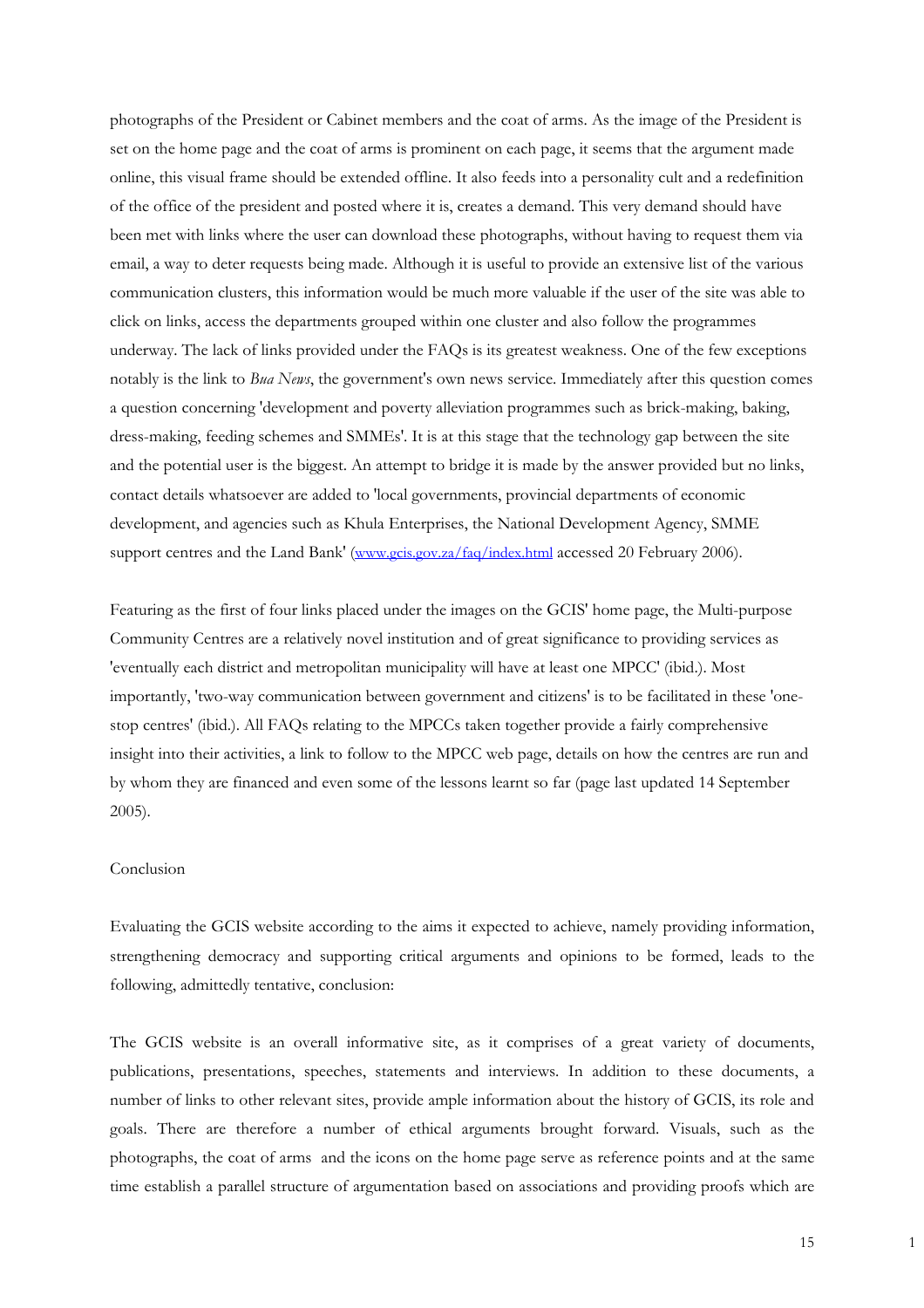photographs of the President or Cabinet members and the coat of arms. As the image of the President is set on the home page and the coat of arms is prominent on each page, it seems that the argument made online, this visual frame should be extended offline. It also feeds into a personality cult and a redefinition of the office of the president and posted where it is, creates a demand. This very demand should have been met with links where the user can download these photographs, without having to request them via email, a way to deter requests being made. Although it is useful to provide an extensive list of the various communication clusters, this information would be much more valuable if the user of the site was able to click on links, access the departments grouped within one cluster and also follow the programmes underway. The lack of links provided under the FAQs is its greatest weakness. One of the few exceptions notably is the link to *Bua News*, the government's own news service. Immediately after this question comes a question concerning 'development and poverty alleviation programmes such as brick-making, baking, dress-making, feeding schemes and SMMEs'. It is at this stage that the technology gap between the site and the potential user is the biggest. An attempt to bridge it is made by the answer provided but no links, contact details whatsoever are added to 'local governments, provincial departments of economic development, and agencies such as Khula Enterprises, the National Development Agency, SMME support centres and the Land Bank' (www.gcis.gov.za/faq/index.html accessed 20 February 2006).

Featuring as the first of four links placed under the images on the GCIS' home page, the Multi-purpose Community Centres are a relatively novel institution and of great significance to providing services as 'eventually each district and metropolitan municipality will have at least one MPCC' (ibid.). Most importantly, 'two-way communication between government and citizens' is to be facilitated in these 'one-stop centres' (ibid.). All FAQs relating to the MPCCs taken together provide a fairly comprehensive insight into their activities, a link to follow to the MPCC web page, details on how the centres are run and by whom they are financed and even some of the lessons learnt so far (page last updated 14 September 2005).

## Conclusion

Evaluating the GCIS website according to the aims it expected to achieve, namely providing information, strengthening democracy and supporting critical arguments and opinions to be formed, leads to the following, admittedly tentative, conclusion:

The GCIS website is an overall informative site, as it comprises of a great variety of documents, publications, presentations, speeches, statements and interviews. In addition to these documents, a number of links to other relevant sites, provide ample information about the history of GCIS, its role and goals. There are therefore a number of ethical arguments brought forward. Visuals, such as the photographs, the coat of arms and the icons on the home page serve as reference points and at the same time establish a parallel structure of argumentation based on associations and providing proofs which are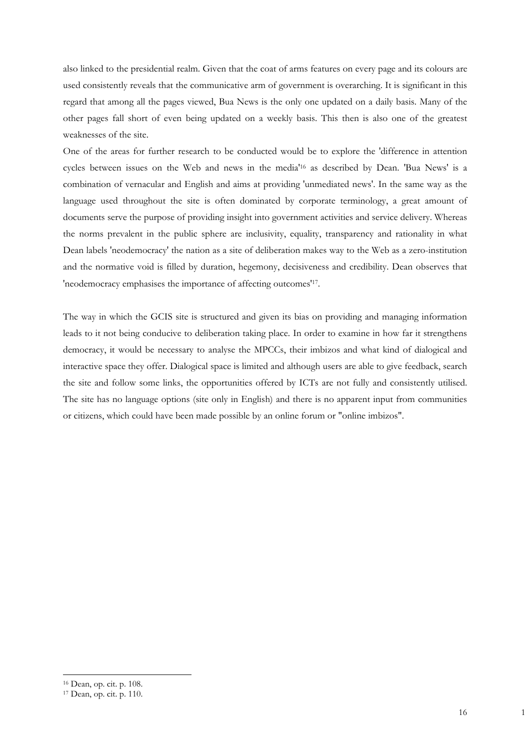also linked to the presidential realm. Given that the coat of arms features on every page and its colours are used consistently reveals that the communicative arm of government is overarching. It is significant in this regard that among all the pages viewed, Bua News is the only one updated on a daily basis. Many of the other pages fall short of even being updated on a weekly basis. This then is also one of the greatest weaknesses of the site.

One of the areas for further research to be conducted would be to explore the 'difference in attention cycles between issues on the Web and news in the media'[16] as described by Dean. 'Bua News' is a combination of vernacular and English and aims at providing 'unmediated news'. In the same way as the language used throughout the site is often dominated by corporate terminology, a great amount of documents serve the purpose of providing insight into government activities and service delivery. Whereas the norms prevalent in the public sphere are inclusivity, equality, transparency and rationality in what Dean labels 'neodemocracy' the nation as a site of deliberation makes way to the Web as a zero-institution and the normative void is filled by duration, hegemony, decisiveness and credibility. Dean observes that 'neodemocracy emphasises the importance of affecting outcomes'[17].

The way in which the GCIS site is structured and given its bias on providing and managing information leads to it not being conducive to deliberation taking place. In order to examine in how far it strengthens democracy, it would be necessary to analyse the MPCCs, their imbizos and what kind of dialogical and interactive space they offer. Dialogical space is limited and although users are able to give feedback, search the site and follow some links, the opportunities offered by ICTs are not fully and consistently utilised. The site has no language options (site only in English) and there is no apparent input from communities or citizens, which could have been made possible by an online forum or "online imbizos".

[16] Dean, op. cit. p. 108.
[17] Dean, op. cit. p. 110.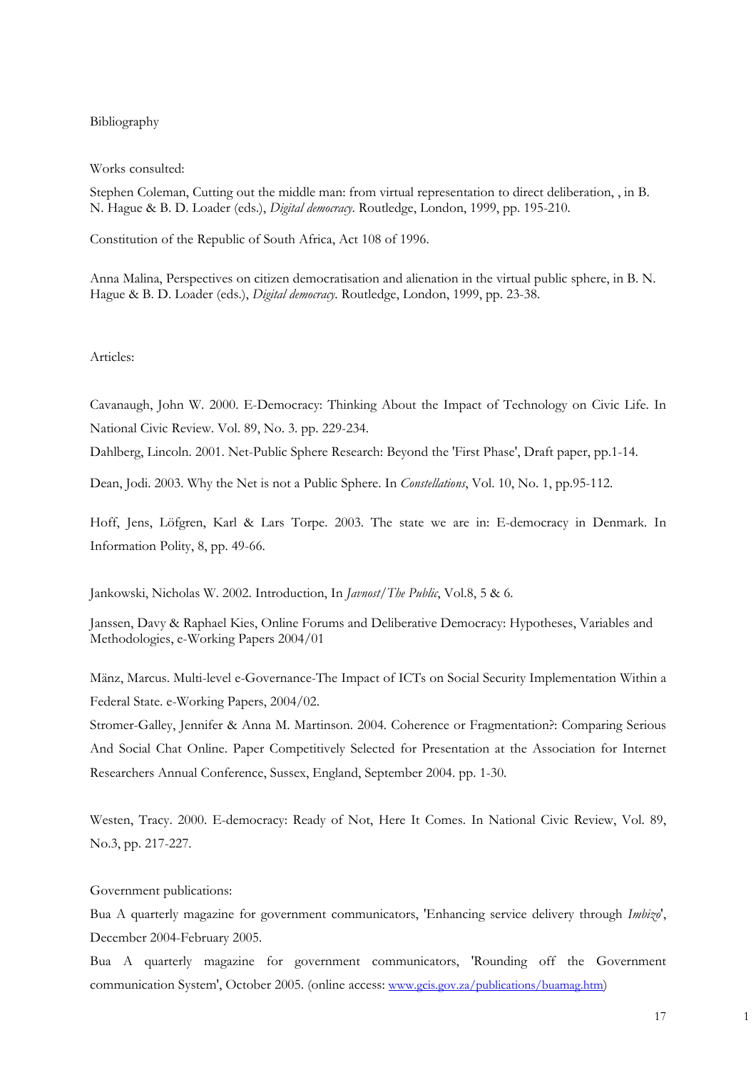# Bibliography

Works consulted:

Stephen Coleman, Cutting out the middle man: from virtual representation to direct deliberation, , in B. N. Hague & B. D. Loader (eds.), *Digital democracy*. Routledge, London, 1999, pp. 195-210.

Constitution of the Republic of South Africa, Act 108 of 1996.

Anna Malina, Perspectives on citizen democratisation and alienation in the virtual public sphere, in B. N. Hague & B. D. Loader (eds.), *Digital democracy*. Routledge, London, 1999, pp. 23-38.

Articles:

Cavanaugh, John W. 2000. E-Democracy: Thinking About the Impact of Technology on Civic Life. In National Civic Review. Vol. 89, No. 3. pp. 229-234.

Dahlberg, Lincoln. 2001. Net-Public Sphere Research: Beyond the 'First Phase', Draft paper, pp.1-14.

Dean, Jodi. 2003. Why the Net is not a Public Sphere. In *Constellations*, Vol. 10, No. 1, pp.95-112.

Hoff, Jens, Löfgren, Karl & Lars Torpe. 2003. The state we are in: E-democracy in Denmark. In Information Polity, 8, pp. 49-66.

Jankowski, Nicholas W. 2002. Introduction, In *Javnost/The Public*, Vol.8, 5 & 6.

Janssen, Davy & Raphael Kies, Online Forums and Deliberative Democracy: Hypotheses, Variables and Methodologies, e-Working Papers 2004/01

Mänz, Marcus. Multi-level e-Governance-The Impact of ICTs on Social Security Implementation Within a Federal State. e-Working Papers, 2004/02.

Stromer-Galley, Jennifer & Anna M. Martinson. 2004. Coherence or Fragmentation?: Comparing Serious And Social Chat Online. Paper Competitively Selected for Presentation at the Association for Internet Researchers Annual Conference, Sussex, England, September 2004. pp. 1-30.

Westen, Tracy. 2000. E-democracy: Ready of Not, Here It Comes. In National Civic Review, Vol. 89, No.3, pp. 217-227.

Government publications:

Bua A quarterly magazine for government communicators, 'Enhancing service delivery through *Imbizo*', December 2004-February 2005.

Bua A quarterly magazine for government communicators, 'Rounding off the Government communication System', October 2005. (online access: www.gcis.gov.za/publications/buamag.htm)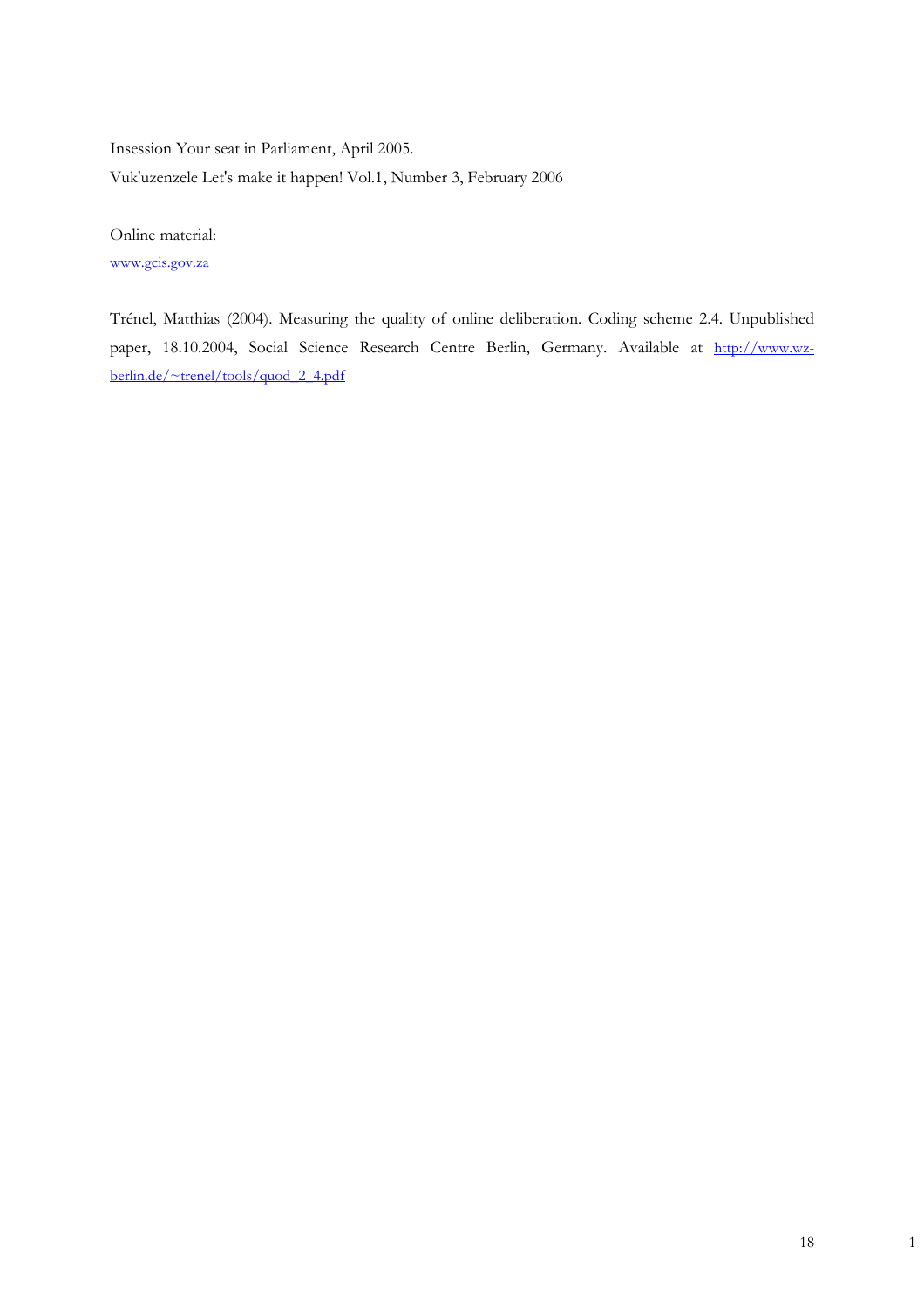Insession Your seat in Parliament, April 2005.

Vuk'uzenzele Let's make it happen! Vol.1, Number 3, February 2006

Online material:

www.gcis.gov.za

Trénel, Matthias (2004). Measuring the quality of online deliberation. Coding scheme 2.4. Unpublished paper, 18.10.2004, Social Science Research Centre Berlin, Germany. Available at http://www.wz-berlin.de/~trenel/tools/quod_2_4.pdf